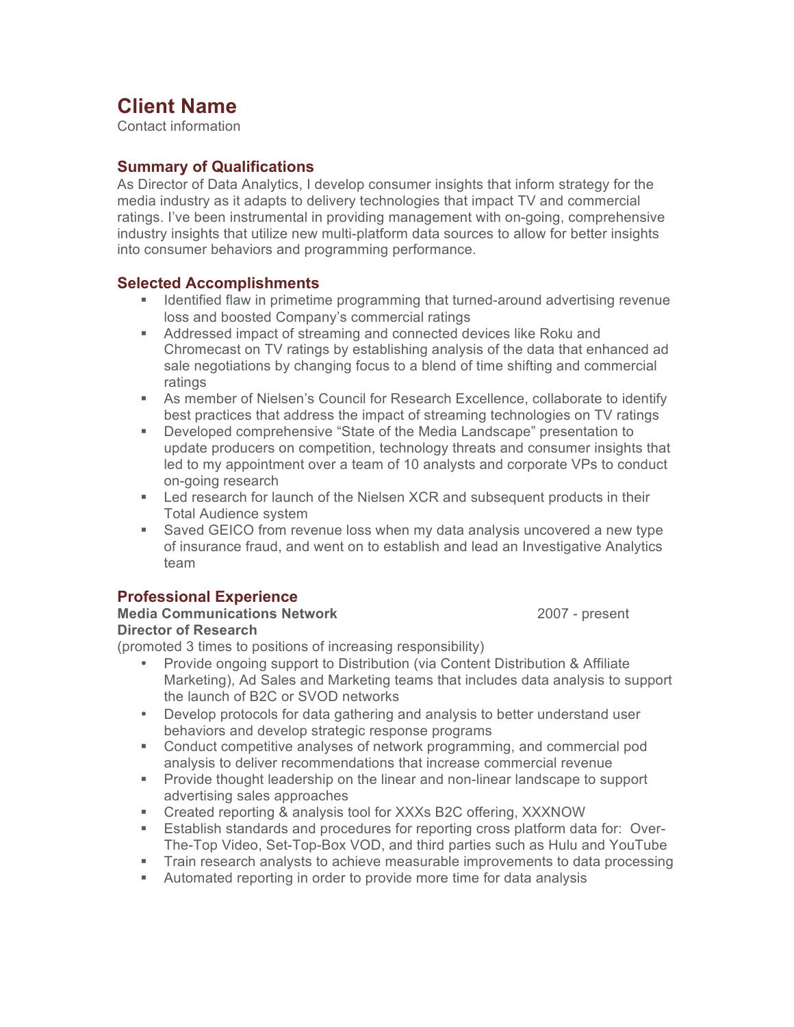# Client Name

Contact information

## Summary of Qualifications

As Director of Data Analytics, I develop consumer insights that inform strategy for the media industry as it adapts to delivery technologies that impact TV and commercial ratings. I've been instrumental in providing management with on-going, comprehensive industry insights that utilize new multi-platform data sources to allow for better insights into consumer behaviors and programming performance.

## Selected Accomplishments

- Identified flaw in primetime programming that turned-around advertising revenue loss and boosted Company's commercial ratings
- Addressed impact of streaming and connected devices like Roku and Chromecast on TV ratings by establishing analysis of the data that enhanced ad sale negotiations by changing focus to a blend of time shifting and commercial ratings
- As member of Nielsen's Council for Research Excellence, collaborate to identify best practices that address the impact of streaming technologies on TV ratings
- Developed comprehensive "State of the Media Landscape" presentation to update producers on competition, technology threats and consumer insights that led to my appointment over a team of 10 analysts and corporate VPs to conduct on-going research
- Led research for launch of the Nielsen XCR and subsequent products in their Total Audience system
- Saved GEICO from revenue loss when my data analysis uncovered a new type of insurance fraud, and went on to establish and lead an Investigative Analytics team

## Professional Experience

**Media Communications Network** 2007 - present
**Director of Research**
(promoted 3 times to positions of increasing responsibility)

- Provide ongoing support to Distribution (via Content Distribution & Affiliate Marketing), Ad Sales and Marketing teams that includes data analysis to support the launch of B2C or SVOD networks
- Develop protocols for data gathering and analysis to better understand user behaviors and develop strategic response programs
- Conduct competitive analyses of network programming, and commercial pod analysis to deliver recommendations that increase commercial revenue
- Provide thought leadership on the linear and non-linear landscape to support advertising sales approaches
- Created reporting & analysis tool for XXXs B2C offering, XXXNOW
- Establish standards and procedures for reporting cross platform data for: Over-The-Top Video, Set-Top-Box VOD, and third parties such as Hulu and YouTube
- Train research analysts to achieve measurable improvements to data processing
- Automated reporting in order to provide more time for data analysis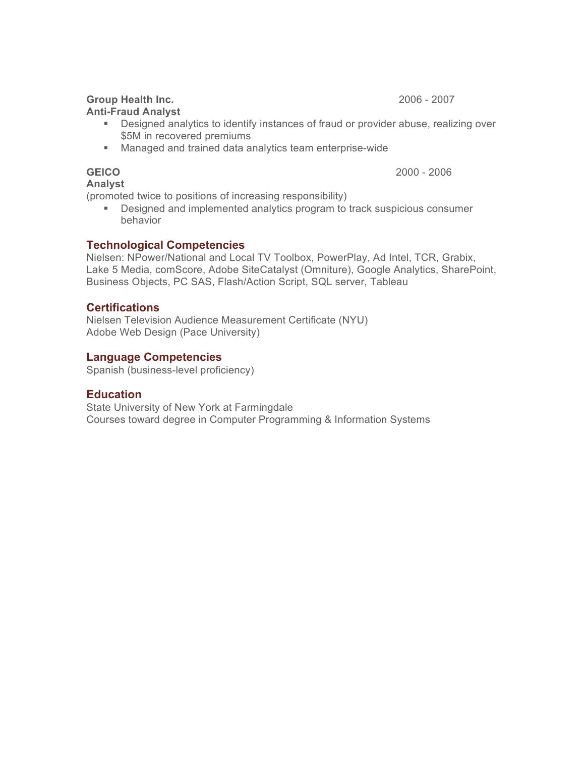**Group Health Inc.** 2006 - 2007
**Anti-Fraud Analyst**

- Designed analytics to identify instances of fraud or provider abuse, realizing over $5M in recovered premiums
- Managed and trained data analytics team enterprise-wide

**GEICO** 2000 - 2006
**Analyst**
(promoted twice to positions of increasing responsibility)

- Designed and implemented analytics program to track suspicious consumer behavior

## Technological Competencies

Nielsen: NPower/National and Local TV Toolbox, PowerPlay, Ad Intel, TCR, Grabix, Lake 5 Media, comScore, Adobe SiteCatalyst (Omniture), Google Analytics, SharePoint, Business Objects, PC SAS, Flash/Action Script, SQL server, Tableau

## Certifications

Nielsen Television Audience Measurement Certificate (NYU)
Adobe Web Design (Pace University)

## Language Competencies

Spanish (business-level proficiency)

## Education

State University of New York at Farmingdale
Courses toward degree in Computer Programming & Information Systems